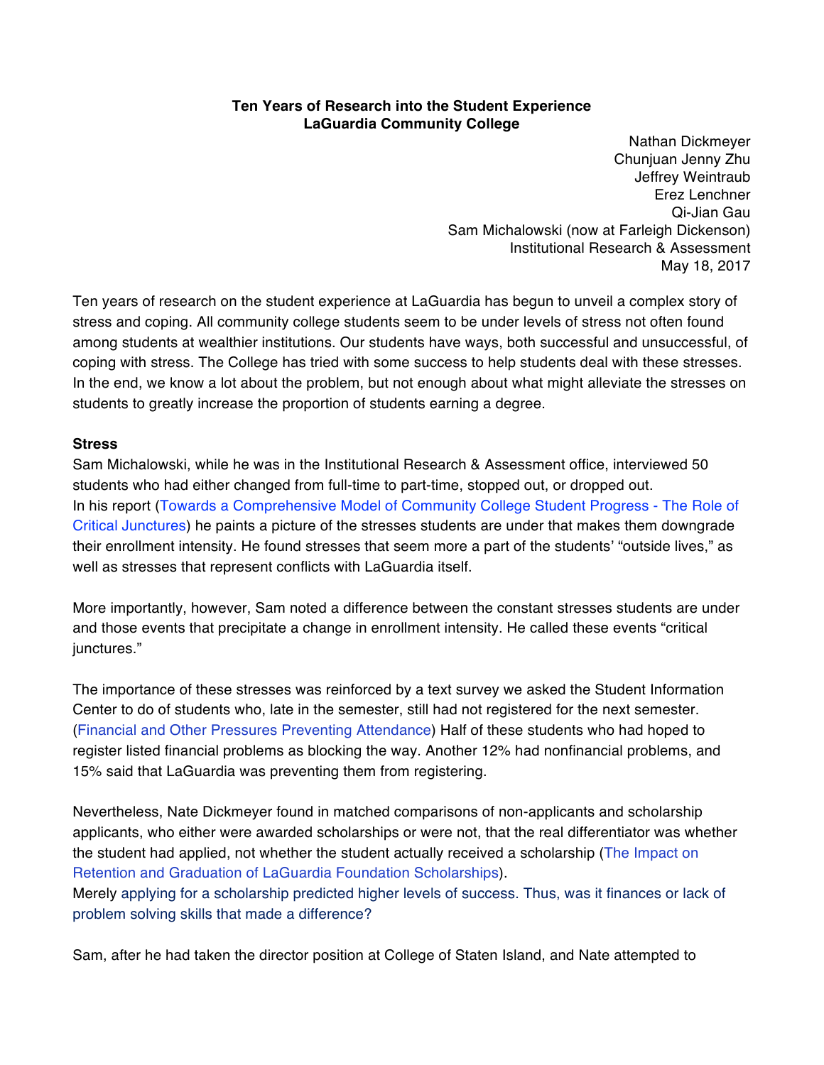**Ten Years of Research into the Student Experience**
**LaGuardia Community College**

Nathan Dickmeyer
Chunjuan Jenny Zhu
Jeffrey Weintraub
Erez Lenchner
Qi-Jian Gau
Sam Michalowski (now at Farleigh Dickenson)
Institutional Research & Assessment
May 18, 2017

Ten years of research on the student experience at LaGuardia has begun to unveil a complex story of stress and coping. All community college students seem to be under levels of stress not often found among students at wealthier institutions. Our students have ways, both successful and unsuccessful, of coping with stress. The College has tried with some success to help students deal with these stresses. In the end, we know a lot about the problem, but not enough about what might alleviate the stresses on students to greatly increase the proportion of students earning a degree.

**Stress**

Sam Michalowski, while he was in the Institutional Research & Assessment office, interviewed 50 students who had either changed from full-time to part-time, stopped out, or dropped out. In his report (Towards a Comprehensive Model of Community College Student Progress - The Role of Critical Junctures) he paints a picture of the stresses students are under that makes them downgrade their enrollment intensity. He found stresses that seem more a part of the students' "outside lives," as well as stresses that represent conflicts with LaGuardia itself.

More importantly, however, Sam noted a difference between the constant stresses students are under and those events that precipitate a change in enrollment intensity. He called these events "critical junctures."

The importance of these stresses was reinforced by a text survey we asked the Student Information Center to do of students who, late in the semester, still had not registered for the next semester. (Financial and Other Pressures Preventing Attendance) Half of these students who had hoped to register listed financial problems as blocking the way. Another 12% had nonfinancial problems, and 15% said that LaGuardia was preventing them from registering.

Nevertheless, Nate Dickmeyer found in matched comparisons of non-applicants and scholarship applicants, who either were awarded scholarships or were not, that the real differentiator was whether the student had applied, not whether the student actually received a scholarship (The Impact on Retention and Graduation of LaGuardia Foundation Scholarships).
Merely applying for a scholarship predicted higher levels of success. Thus, was it finances or lack of problem solving skills that made a difference?

Sam, after he had taken the director position at College of Staten Island, and Nate attempted to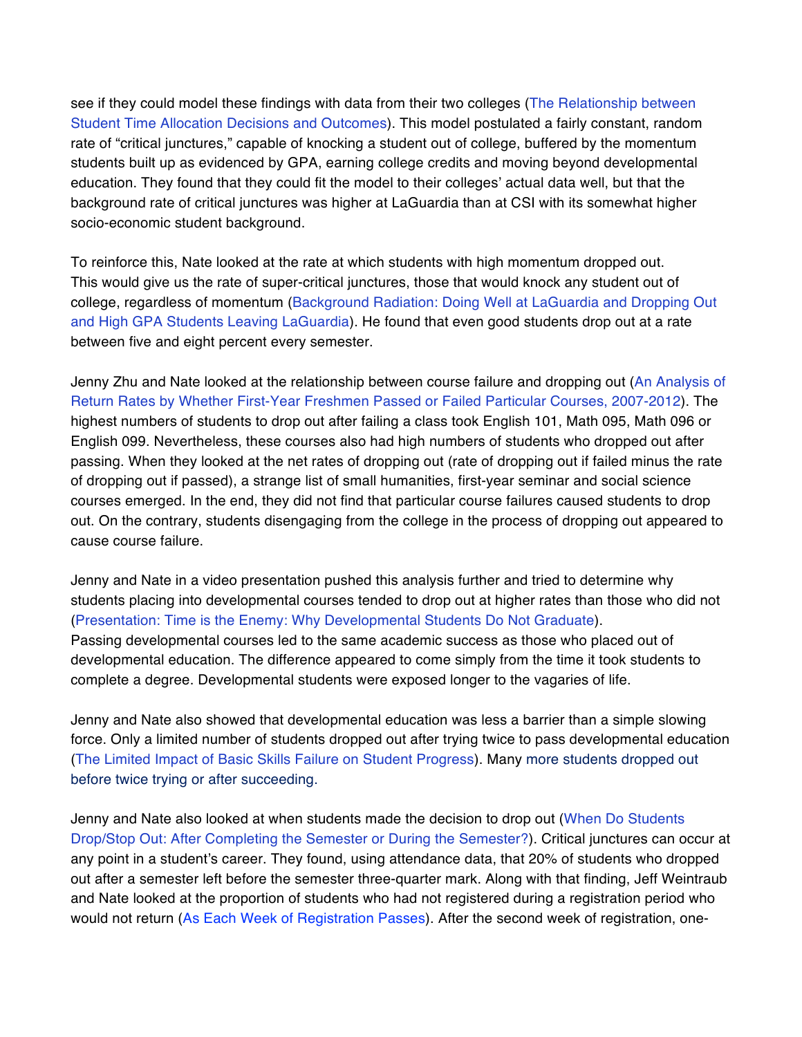see if they could model these findings with data from their two colleges (The Relationship between Student Time Allocation Decisions and Outcomes). This model postulated a fairly constant, random rate of "critical junctures," capable of knocking a student out of college, buffered by the momentum students built up as evidenced by GPA, earning college credits and moving beyond developmental education. They found that they could fit the model to their colleges' actual data well, but that the background rate of critical junctures was higher at LaGuardia than at CSI with its somewhat higher socio-economic student background.

To reinforce this, Nate looked at the rate at which students with high momentum dropped out. This would give us the rate of super-critical junctures, those that would knock any student out of college, regardless of momentum (Background Radiation: Doing Well at LaGuardia and Dropping Out and High GPA Students Leaving LaGuardia). He found that even good students drop out at a rate between five and eight percent every semester.

Jenny Zhu and Nate looked at the relationship between course failure and dropping out (An Analysis of Return Rates by Whether First-Year Freshmen Passed or Failed Particular Courses, 2007-2012). The highest numbers of students to drop out after failing a class took English 101, Math 095, Math 096 or English 099. Nevertheless, these courses also had high numbers of students who dropped out after passing. When they looked at the net rates of dropping out (rate of dropping out if failed minus the rate of dropping out if passed), a strange list of small humanities, first-year seminar and social science courses emerged. In the end, they did not find that particular course failures caused students to drop out. On the contrary, students disengaging from the college in the process of dropping out appeared to cause course failure.

Jenny and Nate in a video presentation pushed this analysis further and tried to determine why students placing into developmental courses tended to drop out at higher rates than those who did not (Presentation: Time is the Enemy: Why Developmental Students Do Not Graduate). Passing developmental courses led to the same academic success as those who placed out of developmental education. The difference appeared to come simply from the time it took students to complete a degree. Developmental students were exposed longer to the vagaries of life.

Jenny and Nate also showed that developmental education was less a barrier than a simple slowing force. Only a limited number of students dropped out after trying twice to pass developmental education (The Limited Impact of Basic Skills Failure on Student Progress). Many more students dropped out before twice trying or after succeeding.

Jenny and Nate also looked at when students made the decision to drop out (When Do Students Drop/Stop Out: After Completing the Semester or During the Semester?). Critical junctures can occur at any point in a student's career. They found, using attendance data, that 20% of students who dropped out after a semester left before the semester three-quarter mark. Along with that finding, Jeff Weintraub and Nate looked at the proportion of students who had not registered during a registration period who would not return (As Each Week of Registration Passes). After the second week of registration, one-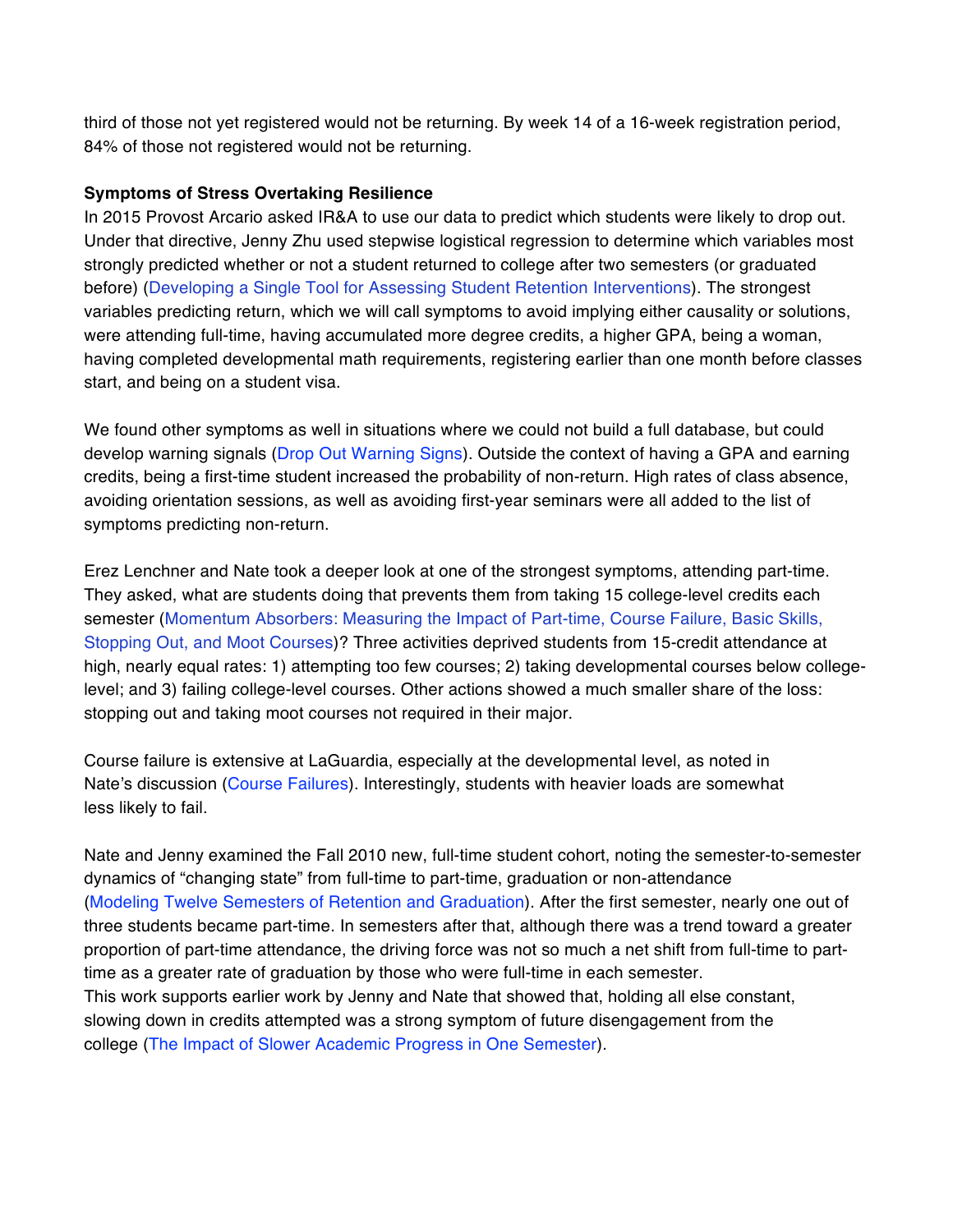third of those not yet registered would not be returning. By week 14 of a 16-week registration period, 84% of those not registered would not be returning.

**Symptoms of Stress Overtaking Resilience**

In 2015 Provost Arcario asked IR&A to use our data to predict which students were likely to drop out. Under that directive, Jenny Zhu used stepwise logistical regression to determine which variables most strongly predicted whether or not a student returned to college after two semesters (or graduated before) (Developing a Single Tool for Assessing Student Retention Interventions). The strongest variables predicting return, which we will call symptoms to avoid implying either causality or solutions, were attending full-time, having accumulated more degree credits, a higher GPA, being a woman, having completed developmental math requirements, registering earlier than one month before classes start, and being on a student visa.

We found other symptoms as well in situations where we could not build a full database, but could develop warning signals (Drop Out Warning Signs). Outside the context of having a GPA and earning credits, being a first-time student increased the probability of non-return. High rates of class absence, avoiding orientation sessions, as well as avoiding first-year seminars were all added to the list of symptoms predicting non-return.

Erez Lenchner and Nate took a deeper look at one of the strongest symptoms, attending part-time. They asked, what are students doing that prevents them from taking 15 college-level credits each semester (Momentum Absorbers: Measuring the Impact of Part-time, Course Failure, Basic Skills, Stopping Out, and Moot Courses)? Three activities deprived students from 15-credit attendance at high, nearly equal rates: 1) attempting too few courses; 2) taking developmental courses below college-level; and 3) failing college-level courses. Other actions showed a much smaller share of the loss: stopping out and taking moot courses not required in their major.

Course failure is extensive at LaGuardia, especially at the developmental level, as noted in Nate's discussion (Course Failures). Interestingly, students with heavier loads are somewhat less likely to fail.

Nate and Jenny examined the Fall 2010 new, full-time student cohort, noting the semester-to-semester dynamics of "changing state" from full-time to part-time, graduation or non-attendance (Modeling Twelve Semesters of Retention and Graduation). After the first semester, nearly one out of three students became part-time. In semesters after that, although there was a trend toward a greater proportion of part-time attendance, the driving force was not so much a net shift from full-time to part-time as a greater rate of graduation by those who were full-time in each semester.
This work supports earlier work by Jenny and Nate that showed that, holding all else constant, slowing down in credits attempted was a strong symptom of future disengagement from the college (The Impact of Slower Academic Progress in One Semester).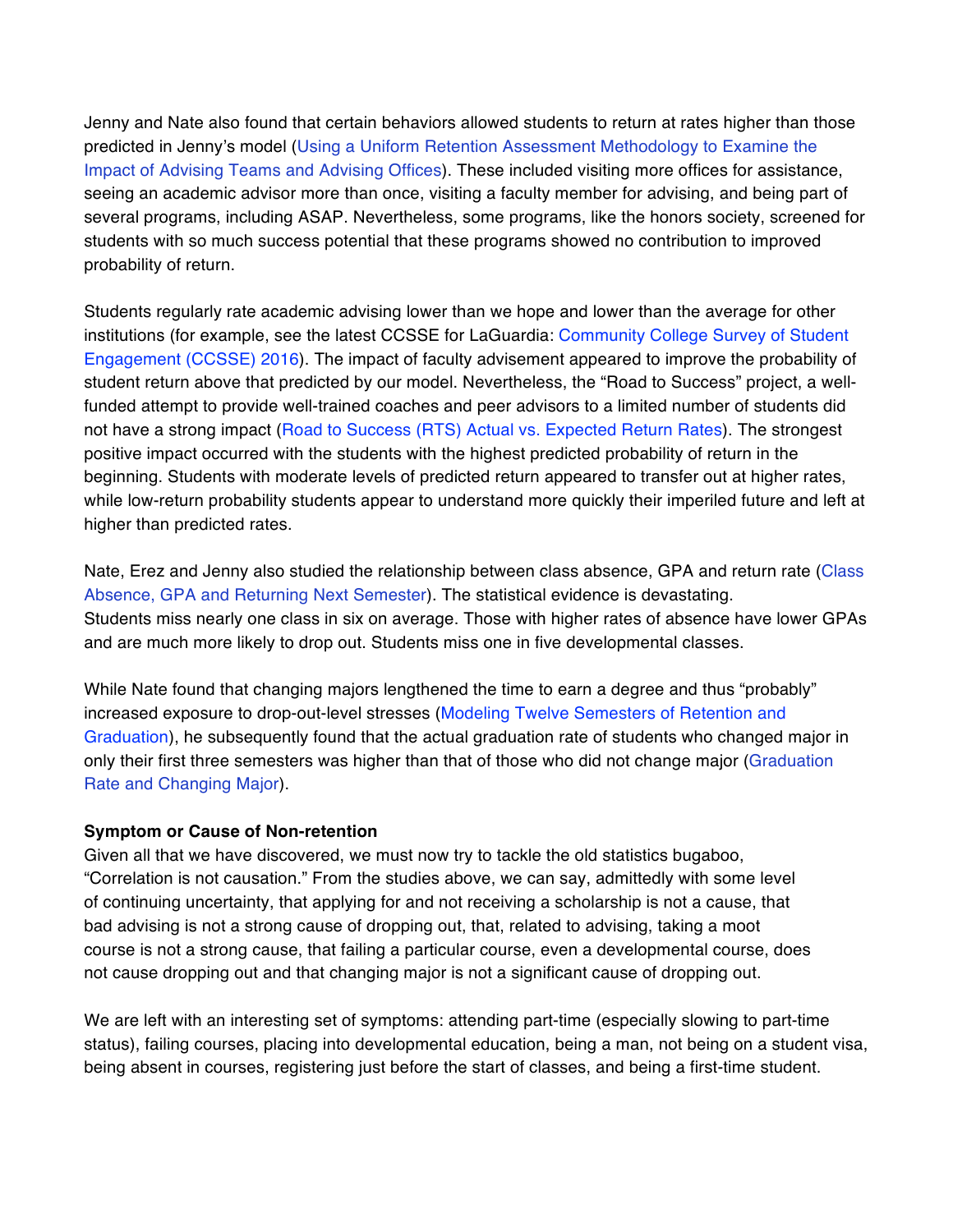Jenny and Nate also found that certain behaviors allowed students to return at rates higher than those predicted in Jenny's model (Using a Uniform Retention Assessment Methodology to Examine the Impact of Advising Teams and Advising Offices). These included visiting more offices for assistance, seeing an academic advisor more than once, visiting a faculty member for advising, and being part of several programs, including ASAP. Nevertheless, some programs, like the honors society, screened for students with so much success potential that these programs showed no contribution to improved probability of return.

Students regularly rate academic advising lower than we hope and lower than the average for other institutions (for example, see the latest CCSSE for LaGuardia: Community College Survey of Student Engagement (CCSSE) 2016). The impact of faculty advisement appeared to improve the probability of student return above that predicted by our model. Nevertheless, the "Road to Success" project, a well-funded attempt to provide well-trained coaches and peer advisors to a limited number of students did not have a strong impact (Road to Success (RTS) Actual vs. Expected Return Rates). The strongest positive impact occurred with the students with the highest predicted probability of return in the beginning. Students with moderate levels of predicted return appeared to transfer out at higher rates, while low-return probability students appear to understand more quickly their imperiled future and left at higher than predicted rates.

Nate, Erez and Jenny also studied the relationship between class absence, GPA and return rate (Class Absence, GPA and Returning Next Semester). The statistical evidence is devastating. Students miss nearly one class in six on average. Those with higher rates of absence have lower GPAs and are much more likely to drop out. Students miss one in five developmental classes.

While Nate found that changing majors lengthened the time to earn a degree and thus "probably" increased exposure to drop-out-level stresses (Modeling Twelve Semesters of Retention and Graduation), he subsequently found that the actual graduation rate of students who changed major in only their first three semesters was higher than that of those who did not change major (Graduation Rate and Changing Major).

**Symptom or Cause of Non-retention**

Given all that we have discovered, we must now try to tackle the old statistics bugaboo, "Correlation is not causation." From the studies above, we can say, admittedly with some level of continuing uncertainty, that applying for and not receiving a scholarship is not a cause, that bad advising is not a strong cause of dropping out, that, related to advising, taking a moot course is not a strong cause, that failing a particular course, even a developmental course, does not cause dropping out and that changing major is not a significant cause of dropping out.

We are left with an interesting set of symptoms: attending part-time (especially slowing to part-time status), failing courses, placing into developmental education, being a man, not being on a student visa, being absent in courses, registering just before the start of classes, and being a first-time student.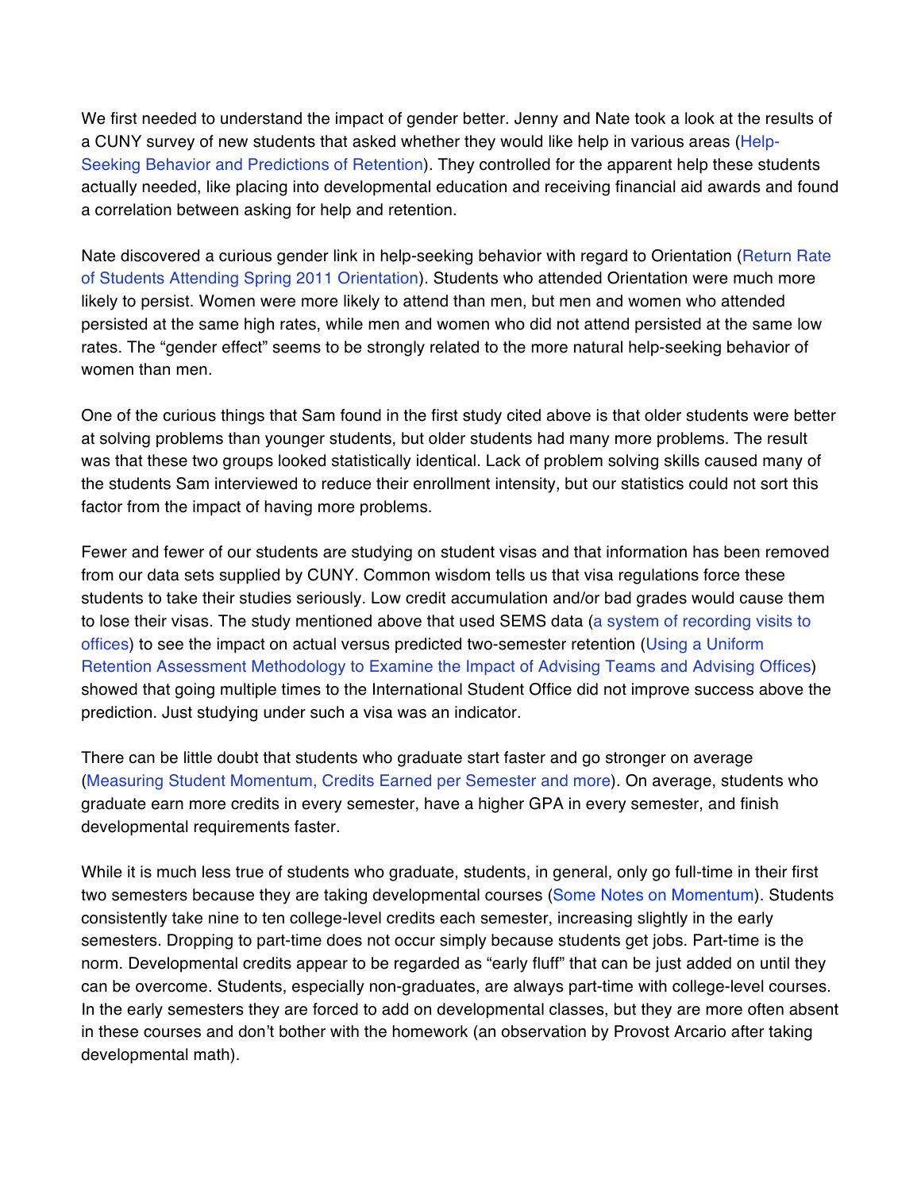We first needed to understand the impact of gender better. Jenny and Nate took a look at the results of a CUNY survey of new students that asked whether they would like help in various areas (Help-Seeking Behavior and Predictions of Retention). They controlled for the apparent help these students actually needed, like placing into developmental education and receiving financial aid awards and found a correlation between asking for help and retention.

Nate discovered a curious gender link in help-seeking behavior with regard to Orientation (Return Rate of Students Attending Spring 2011 Orientation). Students who attended Orientation were much more likely to persist. Women were more likely to attend than men, but men and women who attended persisted at the same high rates, while men and women who did not attend persisted at the same low rates. The "gender effect" seems to be strongly related to the more natural help-seeking behavior of women than men.

One of the curious things that Sam found in the first study cited above is that older students were better at solving problems than younger students, but older students had many more problems. The result was that these two groups looked statistically identical. Lack of problem solving skills caused many of the students Sam interviewed to reduce their enrollment intensity, but our statistics could not sort this factor from the impact of having more problems.

Fewer and fewer of our students are studying on student visas and that information has been removed from our data sets supplied by CUNY. Common wisdom tells us that visa regulations force these students to take their studies seriously. Low credit accumulation and/or bad grades would cause them to lose their visas. The study mentioned above that used SEMS data (a system of recording visits to offices) to see the impact on actual versus predicted two-semester retention (Using a Uniform Retention Assessment Methodology to Examine the Impact of Advising Teams and Advising Offices) showed that going multiple times to the International Student Office did not improve success above the prediction. Just studying under such a visa was an indicator.

There can be little doubt that students who graduate start faster and go stronger on average (Measuring Student Momentum, Credits Earned per Semester and more). On average, students who graduate earn more credits in every semester, have a higher GPA in every semester, and finish developmental requirements faster.

While it is much less true of students who graduate, students, in general, only go full-time in their first two semesters because they are taking developmental courses (Some Notes on Momentum). Students consistently take nine to ten college-level credits each semester, increasing slightly in the early semesters. Dropping to part-time does not occur simply because students get jobs. Part-time is the norm. Developmental credits appear to be regarded as "early fluff" that can be just added on until they can be overcome. Students, especially non-graduates, are always part-time with college-level courses. In the early semesters they are forced to add on developmental classes, but they are more often absent in these courses and don't bother with the homework (an observation by Provost Arcario after taking developmental math).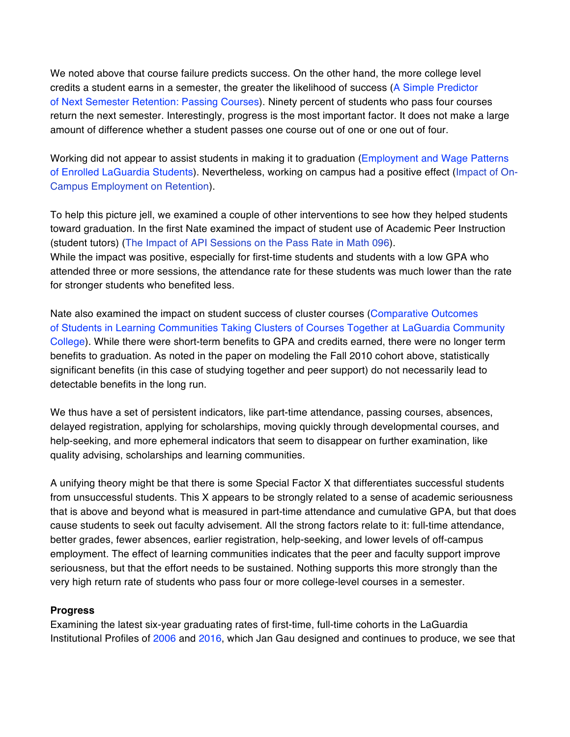We noted above that course failure predicts success. On the other hand, the more college level credits a student earns in a semester, the greater the likelihood of success (A Simple Predictor of Next Semester Retention: Passing Courses). Ninety percent of students who pass four courses return the next semester. Interestingly, progress is the most important factor. It does not make a large amount of difference whether a student passes one course out of one or one out of four.

Working did not appear to assist students in making it to graduation (Employment and Wage Patterns of Enrolled LaGuardia Students). Nevertheless, working on campus had a positive effect (Impact of On-Campus Employment on Retention).

To help this picture jell, we examined a couple of other interventions to see how they helped students toward graduation. In the first Nate examined the impact of student use of Academic Peer Instruction (student tutors) (The Impact of API Sessions on the Pass Rate in Math 096).
While the impact was positive, especially for first-time students and students with a low GPA who attended three or more sessions, the attendance rate for these students was much lower than the rate for stronger students who benefited less.

Nate also examined the impact on student success of cluster courses (Comparative Outcomes of Students in Learning Communities Taking Clusters of Courses Together at LaGuardia Community College). While there were short-term benefits to GPA and credits earned, there were no longer term benefits to graduation. As noted in the paper on modeling the Fall 2010 cohort above, statistically significant benefits (in this case of studying together and peer support) do not necessarily lead to detectable benefits in the long run.

We thus have a set of persistent indicators, like part-time attendance, passing courses, absences, delayed registration, applying for scholarships, moving quickly through developmental courses, and help-seeking, and more ephemeral indicators that seem to disappear on further examination, like quality advising, scholarships and learning communities.

A unifying theory might be that there is some Special Factor X that differentiates successful students from unsuccessful students. This X appears to be strongly related to a sense of academic seriousness that is above and beyond what is measured in part-time attendance and cumulative GPA, but that does cause students to seek out faculty advisement. All the strong factors relate to it: full-time attendance, better grades, fewer absences, earlier registration, help-seeking, and lower levels of off-campus employment. The effect of learning communities indicates that the peer and faculty support improve seriousness, but that the effort needs to be sustained. Nothing supports this more strongly than the very high return rate of students who pass four or more college-level courses in a semester.

**Progress**

Examining the latest six-year graduating rates of first-time, full-time cohorts in the LaGuardia Institutional Profiles of 2006 and 2016, which Jan Gau designed and continues to produce, we see that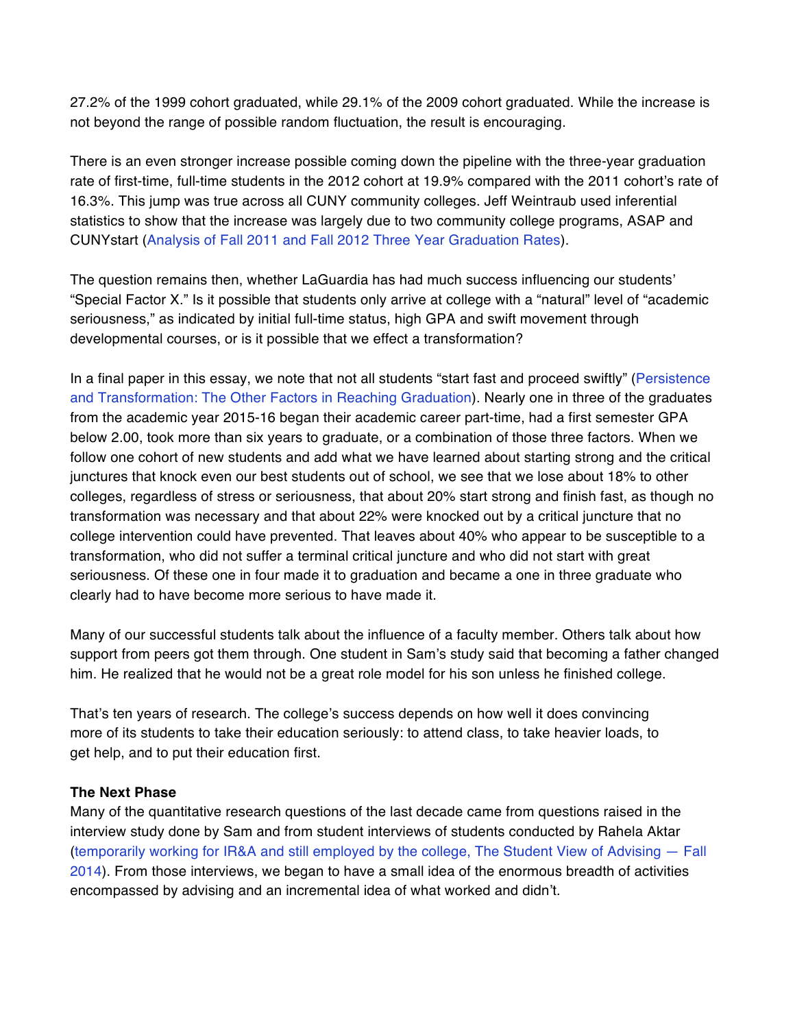27.2% of the 1999 cohort graduated, while 29.1% of the 2009 cohort graduated. While the increase is not beyond the range of possible random fluctuation, the result is encouraging.

There is an even stronger increase possible coming down the pipeline with the three-year graduation rate of first-time, full-time students in the 2012 cohort at 19.9% compared with the 2011 cohort's rate of 16.3%. This jump was true across all CUNY community colleges. Jeff Weintraub used inferential statistics to show that the increase was largely due to two community college programs, ASAP and CUNYstart (Analysis of Fall 2011 and Fall 2012 Three Year Graduation Rates).

The question remains then, whether LaGuardia has had much success influencing our students' "Special Factor X." Is it possible that students only arrive at college with a "natural" level of "academic seriousness," as indicated by initial full-time status, high GPA and swift movement through developmental courses, or is it possible that we effect a transformation?

In a final paper in this essay, we note that not all students "start fast and proceed swiftly" (Persistence and Transformation: The Other Factors in Reaching Graduation). Nearly one in three of the graduates from the academic year 2015-16 began their academic career part-time, had a first semester GPA below 2.00, took more than six years to graduate, or a combination of those three factors. When we follow one cohort of new students and add what we have learned about starting strong and the critical junctures that knock even our best students out of school, we see that we lose about 18% to other colleges, regardless of stress or seriousness, that about 20% start strong and finish fast, as though no transformation was necessary and that about 22% were knocked out by a critical juncture that no college intervention could have prevented. That leaves about 40% who appear to be susceptible to a transformation, who did not suffer a terminal critical juncture and who did not start with great seriousness. Of these one in four made it to graduation and became a one in three graduate who clearly had to have become more serious to have made it.

Many of our successful students talk about the influence of a faculty member. Others talk about how support from peers got them through. One student in Sam's study said that becoming a father changed him. He realized that he would not be a great role model for his son unless he finished college.

That's ten years of research. The college's success depends on how well it does convincing more of its students to take their education seriously: to attend class, to take heavier loads, to get help, and to put their education first.

**The Next Phase**

Many of the quantitative research questions of the last decade came from questions raised in the interview study done by Sam and from student interviews of students conducted by Rahela Aktar (temporarily working for IR&A and still employed by the college, The Student View of Advising — Fall 2014). From those interviews, we began to have a small idea of the enormous breadth of activities encompassed by advising and an incremental idea of what worked and didn't.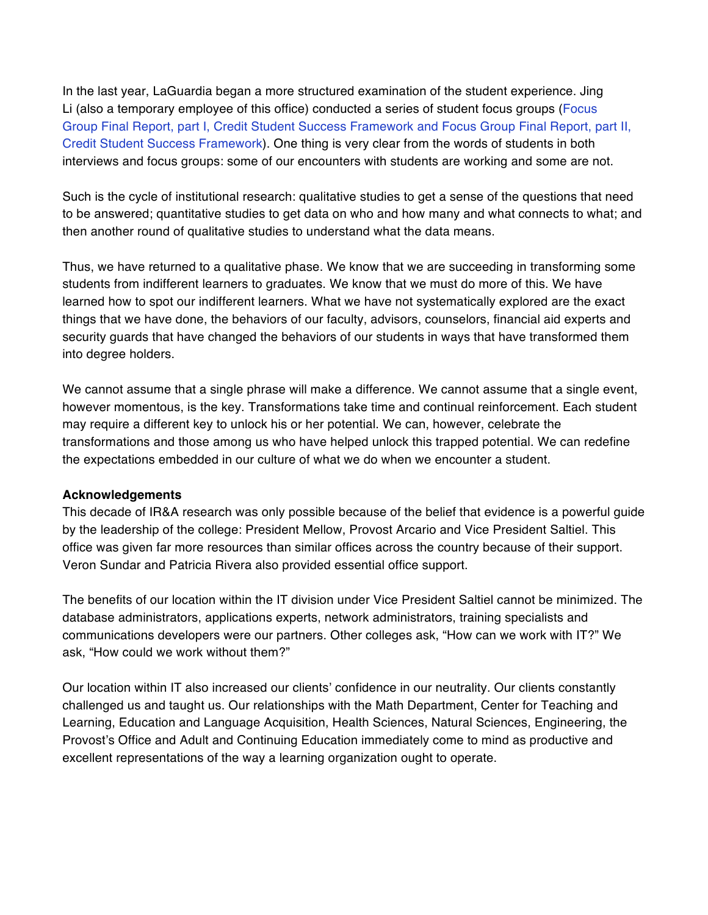In the last year, LaGuardia began a more structured examination of the student experience. Jing Li (also a temporary employee of this office) conducted a series of student focus groups (Focus Group Final Report, part I, Credit Student Success Framework and Focus Group Final Report, part II, Credit Student Success Framework). One thing is very clear from the words of students in both interviews and focus groups: some of our encounters with students are working and some are not.

Such is the cycle of institutional research: qualitative studies to get a sense of the questions that need to be answered; quantitative studies to get data on who and how many and what connects to what; and then another round of qualitative studies to understand what the data means.

Thus, we have returned to a qualitative phase. We know that we are succeeding in transforming some students from indifferent learners to graduates. We know that we must do more of this. We have learned how to spot our indifferent learners. What we have not systematically explored are the exact things that we have done, the behaviors of our faculty, advisors, counselors, financial aid experts and security guards that have changed the behaviors of our students in ways that have transformed them into degree holders.

We cannot assume that a single phrase will make a difference. We cannot assume that a single event, however momentous, is the key. Transformations take time and continual reinforcement. Each student may require a different key to unlock his or her potential. We can, however, celebrate the transformations and those among us who have helped unlock this trapped potential. We can redefine the expectations embedded in our culture of what we do when we encounter a student.

**Acknowledgements**

This decade of IR&A research was only possible because of the belief that evidence is a powerful guide by the leadership of the college: President Mellow, Provost Arcario and Vice President Saltiel. This office was given far more resources than similar offices across the country because of their support. Veron Sundar and Patricia Rivera also provided essential office support.

The benefits of our location within the IT division under Vice President Saltiel cannot be minimized. The database administrators, applications experts, network administrators, training specialists and communications developers were our partners. Other colleges ask, "How can we work with IT?" We ask, "How could we work without them?"

Our location within IT also increased our clients' confidence in our neutrality. Our clients constantly challenged us and taught us. Our relationships with the Math Department, Center for Teaching and Learning, Education and Language Acquisition, Health Sciences, Natural Sciences, Engineering, the Provost's Office and Adult and Continuing Education immediately come to mind as productive and excellent representations of the way a learning organization ought to operate.